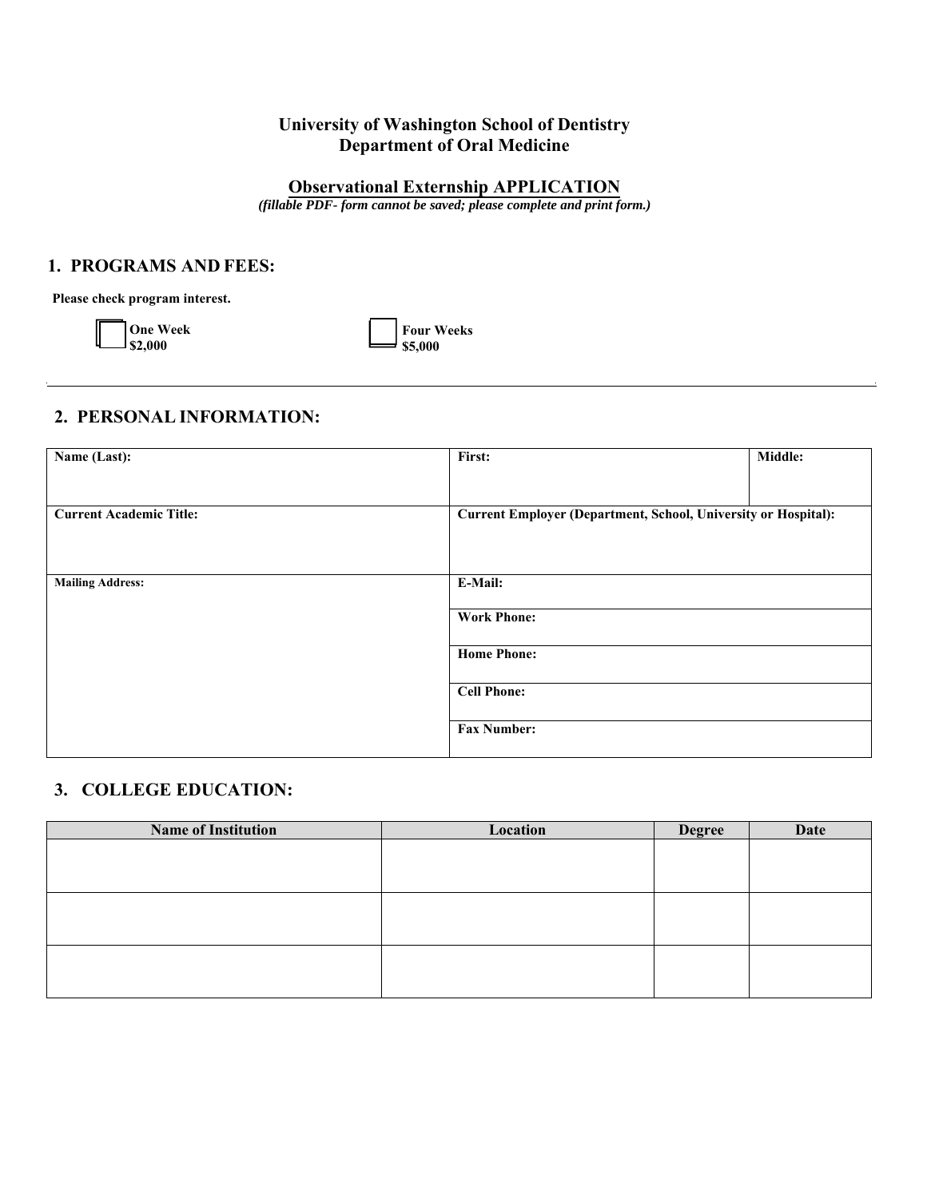**University of Washington School of Dentistry**
**Department of Oral Medicine**

# Observational Externship APPLICATION

*(fillable PDF- form cannot be saved; please complete and print form.)*

## 1. PROGRAMS AND FEES:

**Please check program interest.**

☐ **One Week $2,000**

☐ **Four Weeks $5,000**

---

## 2. PERSONAL INFORMATION:

| **Name (Last):** | **First:** | **Middle:** |
|---|---|---|
| **Current Academic Title:** | **Current Employer (Department, School, University or Hospital):** | |
| **Mailing Address:** | **E-Mail:** | |
| | **Work Phone:** | |
| | **Home Phone:** | |
| | **Cell Phone:** | |
| | **Fax Number:** | |

## 3. COLLEGE EDUCATION:

| Name of Institution | Location | Degree | Date |
|---|---|---|---|
| | | | |
| | | | |
| | | | |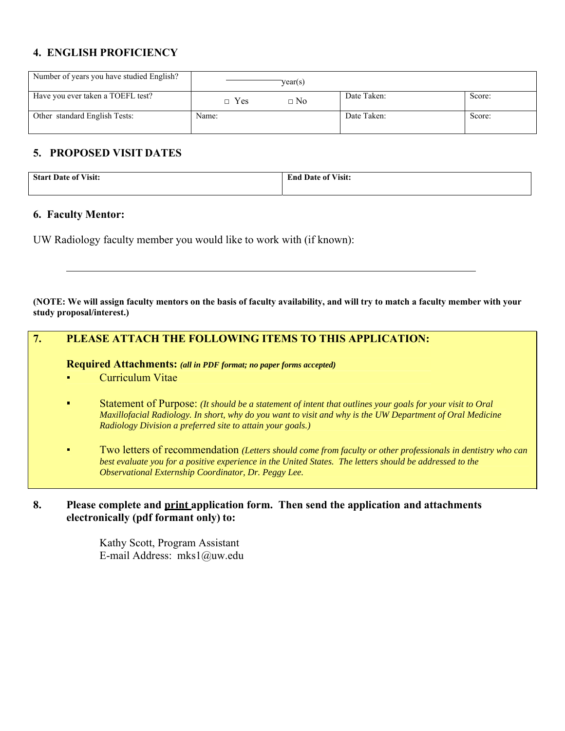## 4. ENGLISH PROFICIENCY

| | | | |
|---|---|---|---|
| Number of years you have studied English? | ____________ year(s) | | |
| Have you ever taken a TOEFL test? | □ Yes □ No | Date Taken: | Score: |
| Other standard English Tests: | Name: | Date Taken: | Score: |

## 5. PROPOSED VISIT DATES

| | |
|---|---|
| **Start Date of Visit:** | **End Date of Visit:** |

## 6. Faculty Mentor:

UW Radiology faculty member you would like to work with (if known):

______________________________________________________________________

**(NOTE: We will assign faculty mentors on the basis of faculty availability, and will try to match a faculty member with your study proposal/interest.)**

## 7. PLEASE ATTACH THE FOLLOWING ITEMS TO THIS APPLICATION:

**Required Attachments:** ***(all in PDF format; no paper forms accepted)***

- Curriculum Vitae
- Statement of Purpose: *(It should be a statement of intent that outlines your goals for your visit to Oral Maxillofacial Radiology. In short, why do you want to visit and why is the UW Department of Oral Medicine Radiology Division a preferred site to attain your goals.)*
- Two letters of recommendation *(Letters should come from faculty or other professionals in dentistry who can best evaluate you for a positive experience in the United States. The letters should be addressed to the Observational Externship Coordinator, Dr. Peggy Lee.*

## 8. Please complete and print application form. Then send the application and attachments electronically (pdf formant only) to:

Kathy Scott, Program Assistant
E-mail Address: mks1@uw.edu